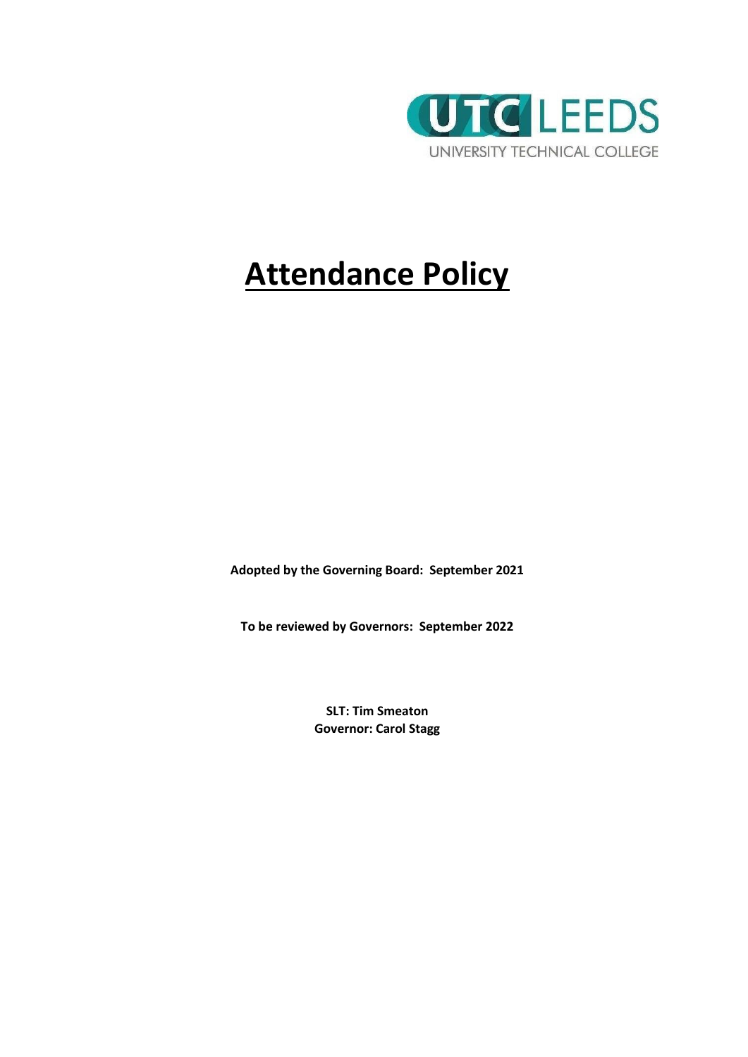UTC LEEDS

UNIVERSITY TECHNICAL COLLEGE

# Attendance Policy

**Adopted by the Governing Board: September 2021**

**To be reviewed by Governors: September 2022**

**SLT: Tim Smeaton**
**Governor: Carol Stagg**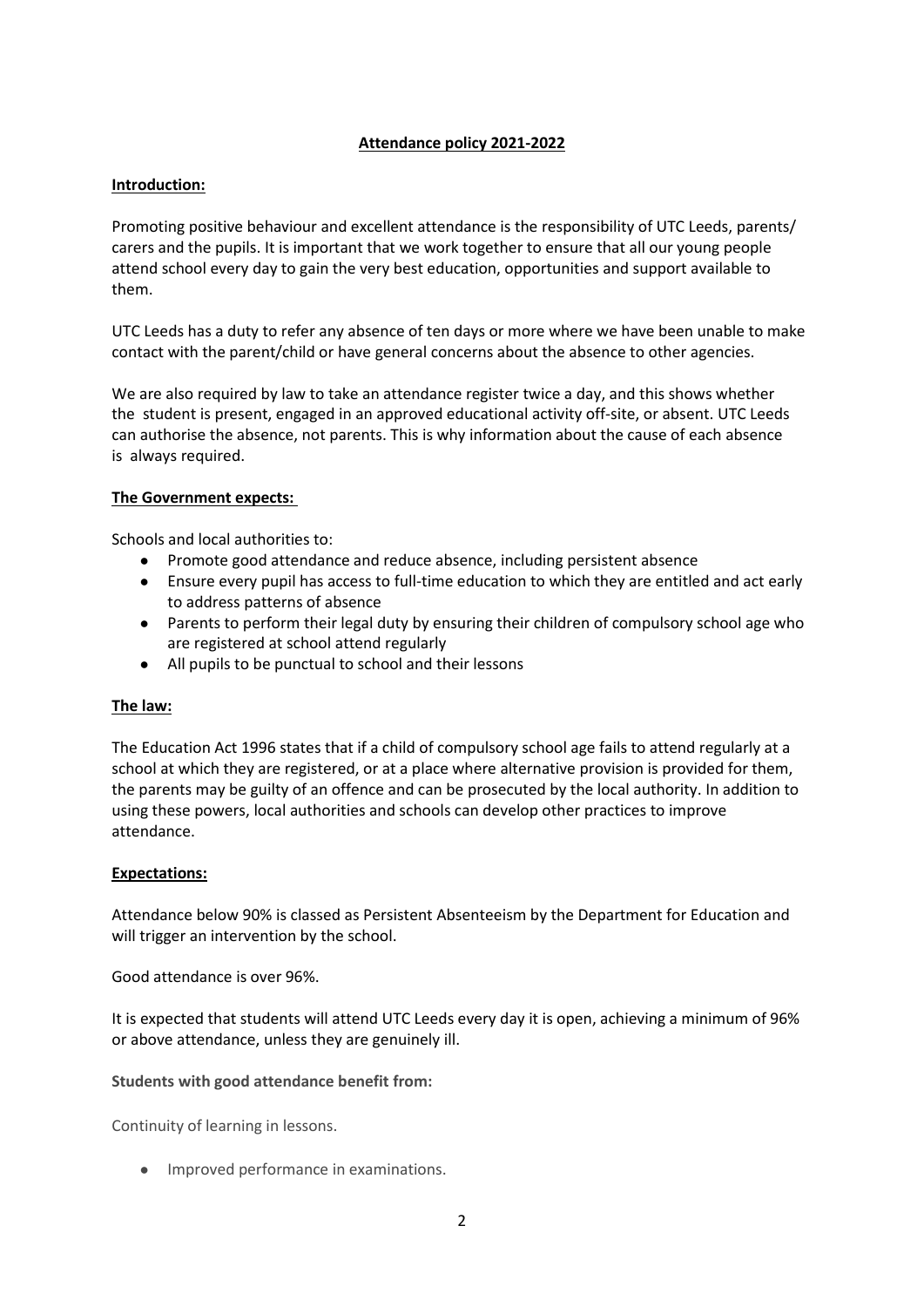## **Attendance policy 2021-2022**

### **Introduction:**

Promoting positive behaviour and excellent attendance is the responsibility of UTC Leeds, parents/ carers and the pupils. It is important that we work together to ensure that all our young people attend school every day to gain the very best education, opportunities and support available to them.

UTC Leeds has a duty to refer any absence of ten days or more where we have been unable to make contact with the parent/child or have general concerns about the absence to other agencies.

We are also required by law to take an attendance register twice a day, and this shows whether the student is present, engaged in an approved educational activity off-site, or absent. UTC Leeds can authorise the absence, not parents. This is why information about the cause of each absence is always required.

### **The Government expects:**

Schools and local authorities to:

- Promote good attendance and reduce absence, including persistent absence
- Ensure every pupil has access to full-time education to which they are entitled and act early to address patterns of absence
- Parents to perform their legal duty by ensuring their children of compulsory school age who are registered at school attend regularly
- All pupils to be punctual to school and their lessons

### **The law:**

The Education Act 1996 states that if a child of compulsory school age fails to attend regularly at a school at which they are registered, or at a place where alternative provision is provided for them, the parents may be guilty of an offence and can be prosecuted by the local authority. In addition to using these powers, local authorities and schools can develop other practices to improve attendance.

### **Expectations:**

Attendance below 90% is classed as Persistent Absenteeism by the Department for Education and will trigger an intervention by the school.

Good attendance is over 96%.

It is expected that students will attend UTC Leeds every day it is open, achieving a minimum of 96% or above attendance, unless they are genuinely ill.

**Students with good attendance benefit from:**

Continuity of learning in lessons.

- Improved performance in examinations.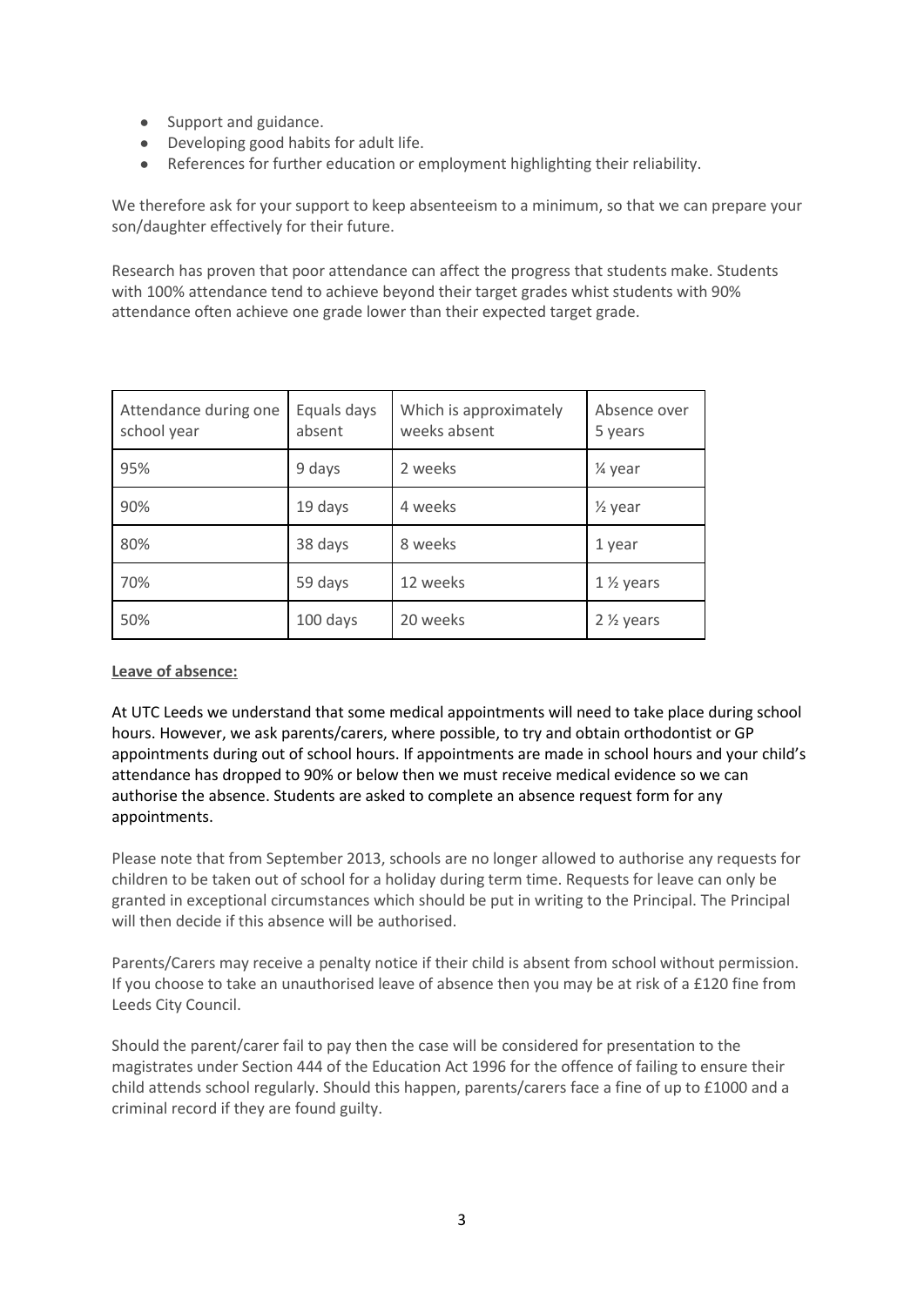- Support and guidance.
- Developing good habits for adult life.
- References for further education or employment highlighting their reliability.

We therefore ask for your support to keep absenteeism to a minimum, so that we can prepare your son/daughter effectively for their future.

Research has proven that poor attendance can affect the progress that students make. Students with 100% attendance tend to achieve beyond their target grades whist students with 90% attendance often achieve one grade lower than their expected target grade.

| Attendance during one school year | Equals days absent | Which is approximately weeks absent | Absence over 5 years |
|---|---|---|---|
| 95% | 9 days | 2 weeks | ¼ year |
| 90% | 19 days | 4 weeks | ½ year |
| 80% | 38 days | 8 weeks | 1 year |
| 70% | 59 days | 12 weeks | 1 ½ years |
| 50% | 100 days | 20 weeks | 2 ½ years |

**Leave of absence:**

At UTC Leeds we understand that some medical appointments will need to take place during school hours. However, we ask parents/carers, where possible, to try and obtain orthodontist or GP appointments during out of school hours. If appointments are made in school hours and your child's attendance has dropped to 90% or below then we must receive medical evidence so we can authorise the absence. Students are asked to complete an absence request form for any appointments.

Please note that from September 2013, schools are no longer allowed to authorise any requests for children to be taken out of school for a holiday during term time. Requests for leave can only be granted in exceptional circumstances which should be put in writing to the Principal. The Principal will then decide if this absence will be authorised.

Parents/Carers may receive a penalty notice if their child is absent from school without permission. If you choose to take an unauthorised leave of absence then you may be at risk of a £120 fine from Leeds City Council.

Should the parent/carer fail to pay then the case will be considered for presentation to the magistrates under Section 444 of the Education Act 1996 for the offence of failing to ensure their child attends school regularly. Should this happen, parents/carers face a fine of up to £1000 and a criminal record if they are found guilty.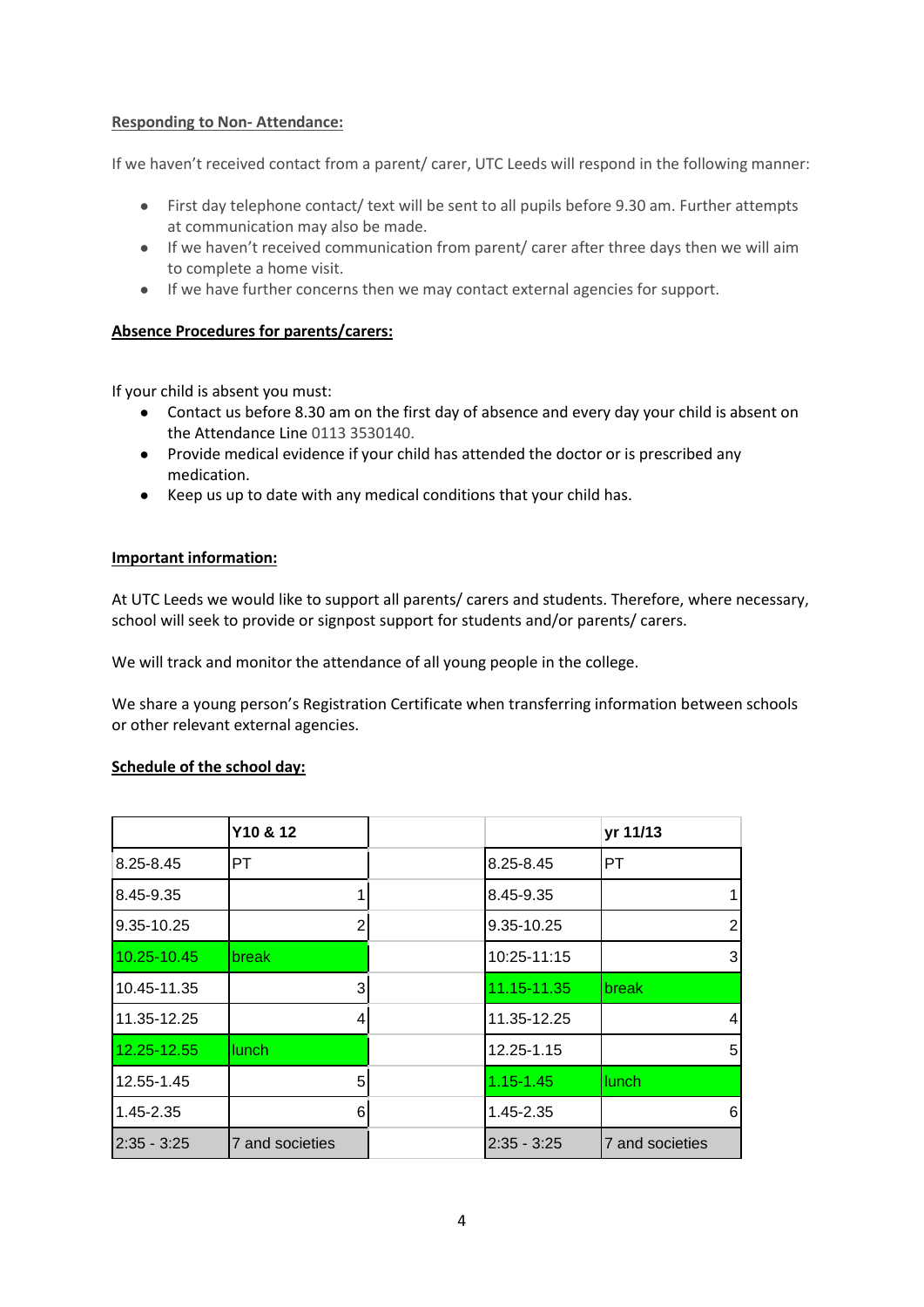**Responding to Non- Attendance:**

If we haven't received contact from a parent/ carer, UTC Leeds will respond in the following manner:

- First day telephone contact/ text will be sent to all pupils before 9.30 am. Further attempts at communication may also be made.
- If we haven't received communication from parent/ carer after three days then we will aim to complete a home visit.
- If we have further concerns then we may contact external agencies for support.

**Absence Procedures for parents/carers:**

If your child is absent you must:

- Contact us before 8.30 am on the first day of absence and every day your child is absent on the Attendance Line 0113 3530140.
- Provide medical evidence if your child has attended the doctor or is prescribed any medication.
- Keep us up to date with any medical conditions that your child has.

**Important information:**

At UTC Leeds we would like to support all parents/ carers and students. Therefore, where necessary, school will seek to provide or signpost support for students and/or parents/ carers.

We will track and monitor the attendance of all young people in the college.

We share a young person's Registration Certificate when transferring information between schools or other relevant external agencies.

**Schedule of the school day:**

| | Y10 & 12 |
|---|---|
| 8.25-8.45 | PT |
| 8.45-9.35 | 1 |
| 9.35-10.25 | 2 |
| 10.25-10.45 | break |
| 10.45-11.35 | 3 |
| 11.35-12.25 | 4 |
| 12.25-12.55 | lunch |
| 12.55-1.45 | 5 |
| 1.45-2.35 | 6 |
| 2:35 - 3:25 | 7 and societies |

| | yr 11/13 |
|---|---|
| 8.25-8.45 | PT |
| 8.45-9.35 | 1 |
| 9.35-10.25 | 2 |
| 10:25-11:15 | 3 |
| 11.15-11.35 | break |
| 11.35-12.25 | 4 |
| 12.25-1.15 | 5 |
| 1.15-1.45 | lunch |
| 1.45-2.35 | 6 |
| 2:35 - 3:25 | 7 and societies |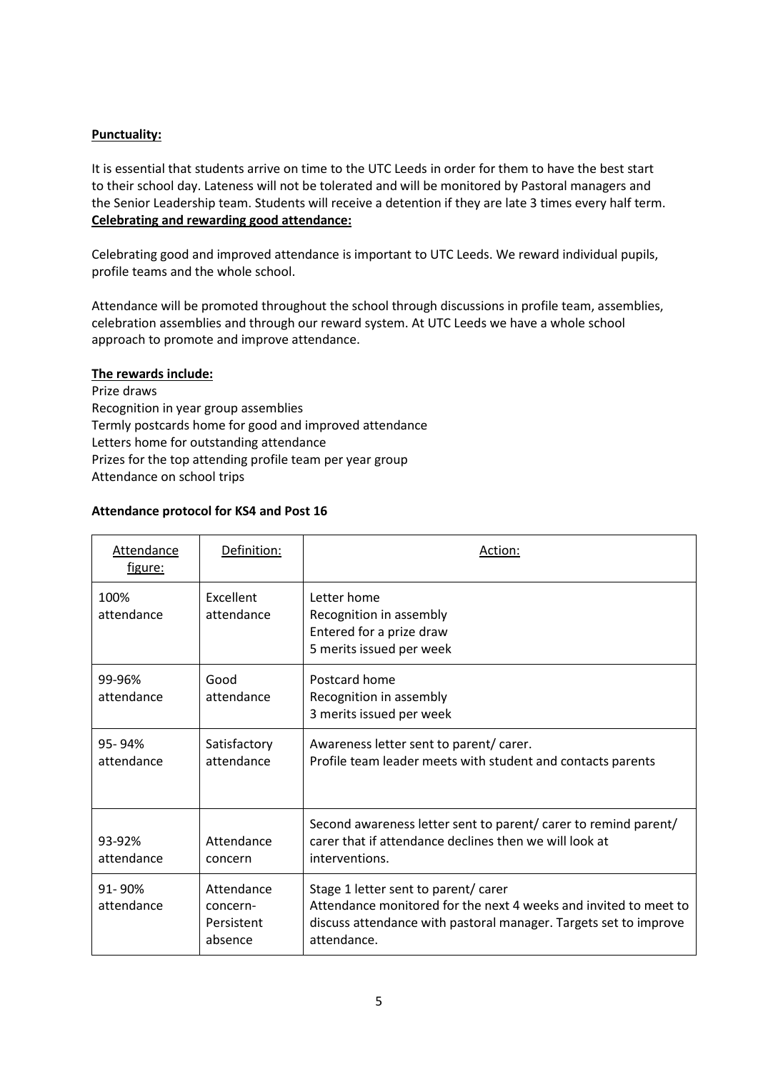**Punctuality:**

It is essential that students arrive on time to the UTC Leeds in order for them to have the best start to their school day. Lateness will not be tolerated and will be monitored by Pastoral managers and the Senior Leadership team. Students will receive a detention if they are late 3 times every half term.

**Celebrating and rewarding good attendance:**

Celebrating good and improved attendance is important to UTC Leeds. We reward individual pupils, profile teams and the whole school.

Attendance will be promoted throughout the school through discussions in profile team, assemblies, celebration assemblies and through our reward system. At UTC Leeds we have a whole school approach to promote and improve attendance.

**The rewards include:**

Prize draws
Recognition in year group assemblies
Termly postcards home for good and improved attendance
Letters home for outstanding attendance
Prizes for the top attending profile team per year group
Attendance on school trips

**Attendance protocol for KS4 and Post 16**

| Attendance figure: | Definition: | Action: |
|---|---|---|
| 100% attendance | Excellent attendance | Letter home<br>Recognition in assembly<br>Entered for a prize draw<br>5 merits issued per week |
| 99-96% attendance | Good attendance | Postcard home<br>Recognition in assembly<br>3 merits issued per week |
| 95- 94% attendance | Satisfactory attendance | Awareness letter sent to parent/ carer.<br>Profile team leader meets with student and contacts parents |
| 93-92% attendance | Attendance concern | Second awareness letter sent to parent/ carer to remind parent/ carer that if attendance declines then we will look at interventions. |
| 91- 90% attendance | Attendance concern- Persistent absence | Stage 1 letter sent to parent/ carer<br>Attendance monitored for the next 4 weeks and invited to meet to discuss attendance with pastoral manager. Targets set to improve attendance. |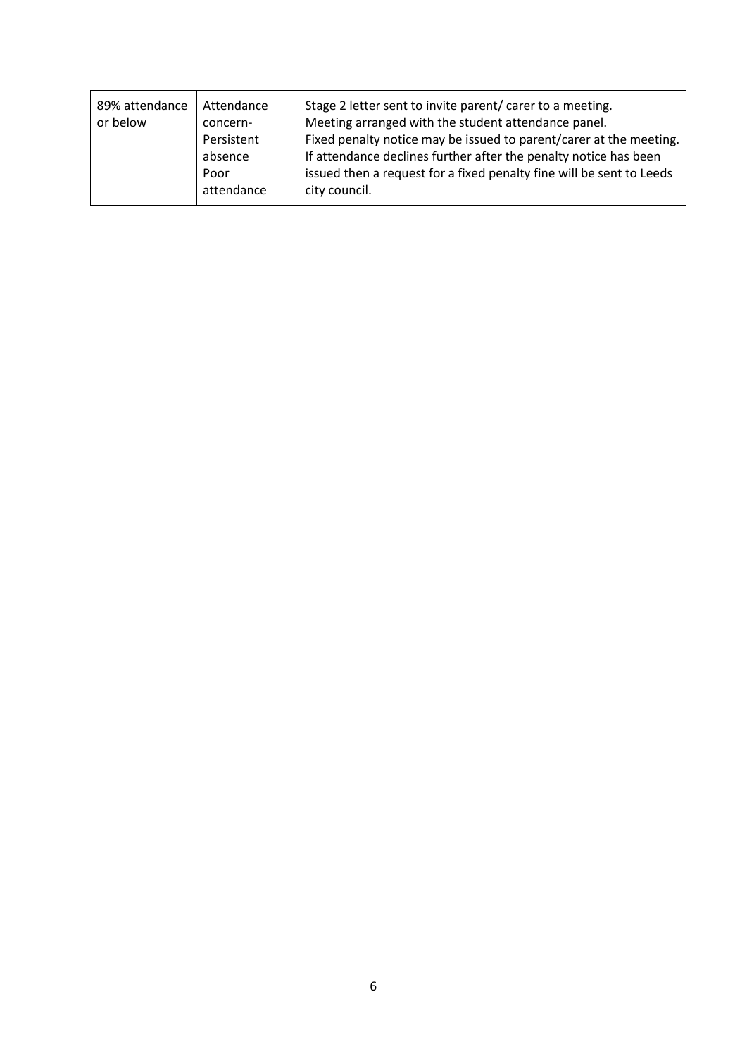| | | |
|---|---|---|
| 89% attendance or below | Attendance concern- Persistent absence Poor attendance | Stage 2 letter sent to invite parent/ carer to a meeting.<br>Meeting arranged with the student attendance panel.<br>Fixed penalty notice may be issued to parent/carer at the meeting.<br>If attendance declines further after the penalty notice has been issued then a request for a fixed penalty fine will be sent to Leeds city council. |